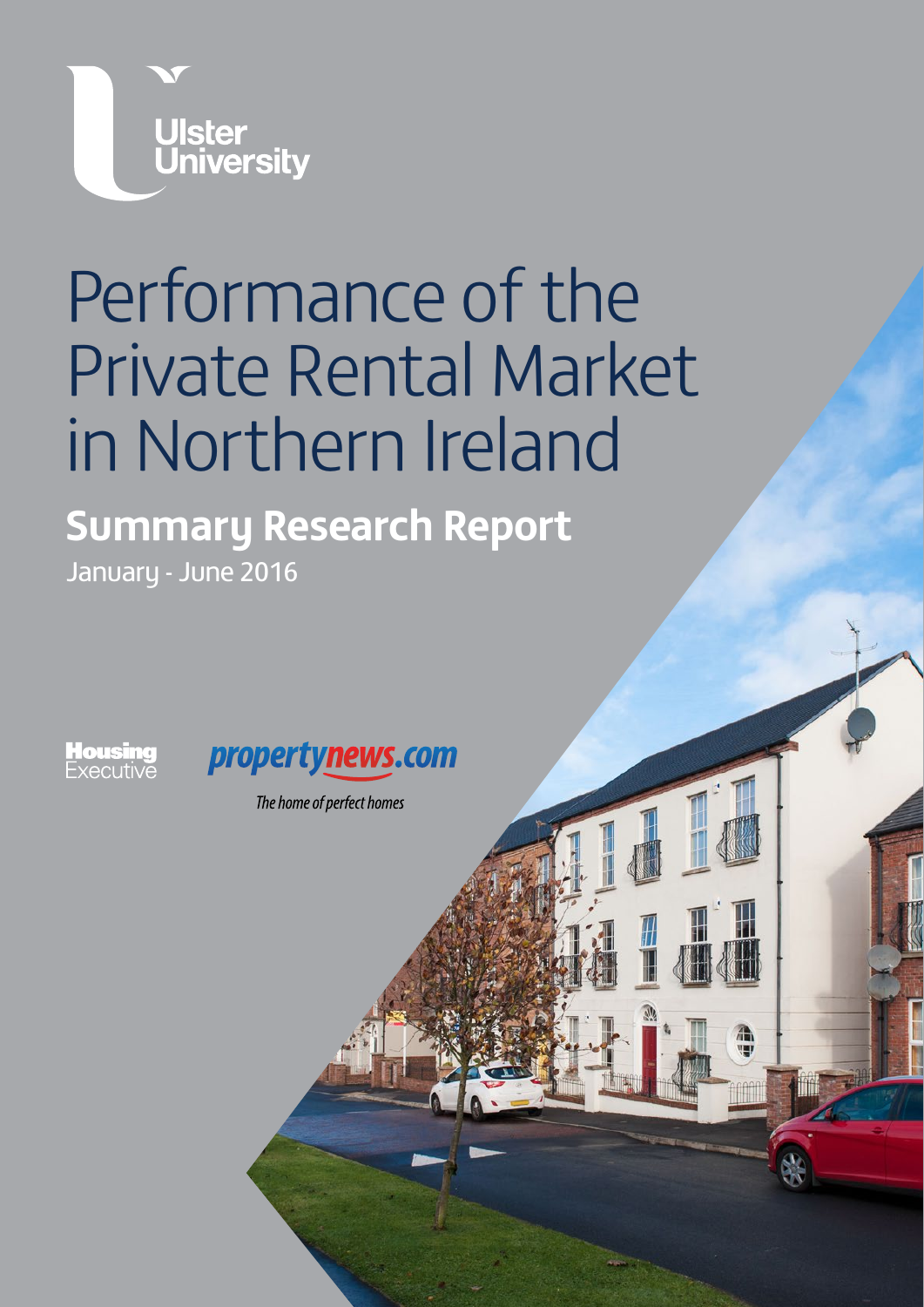Ulster University

# Performance of the Private Rental Market in Northern Ireland

## Summary Research Report

January - June 2016

Housing Executive

propertynews.com

*The home of perfect homes*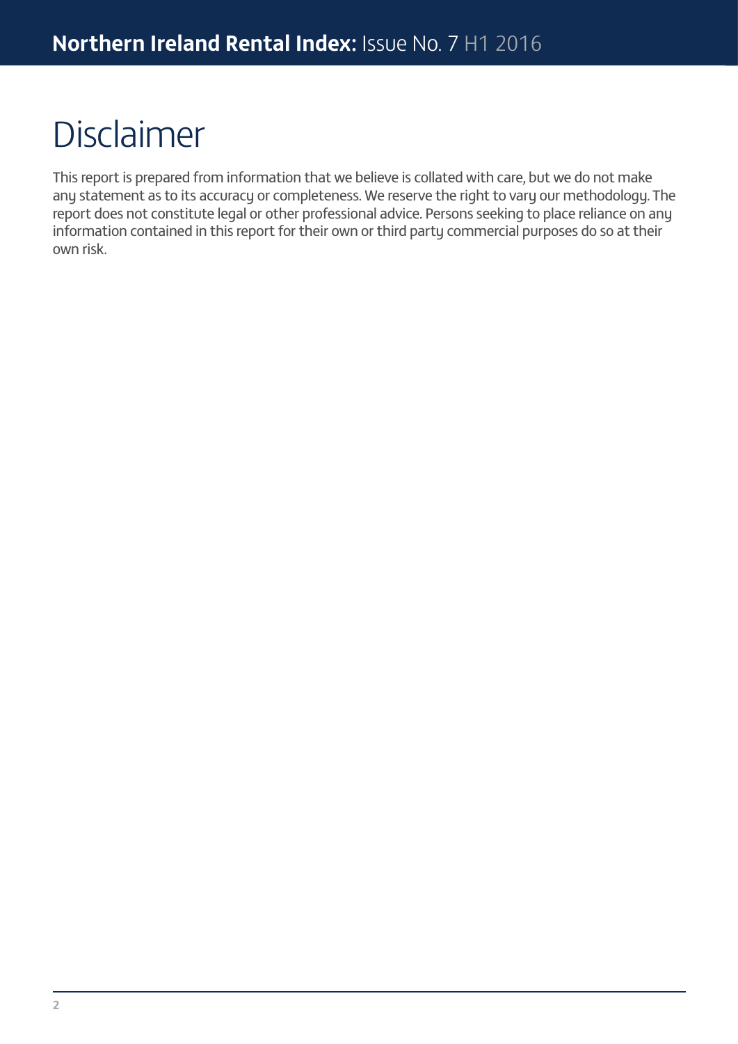# Disclaimer

This report is prepared from information that we believe is collated with care, but we do not make any statement as to its accuracy or completeness. We reserve the right to vary our methodology. The report does not constitute legal or other professional advice. Persons seeking to place reliance on any information contained in this report for their own or third party commercial purposes do so at their own risk.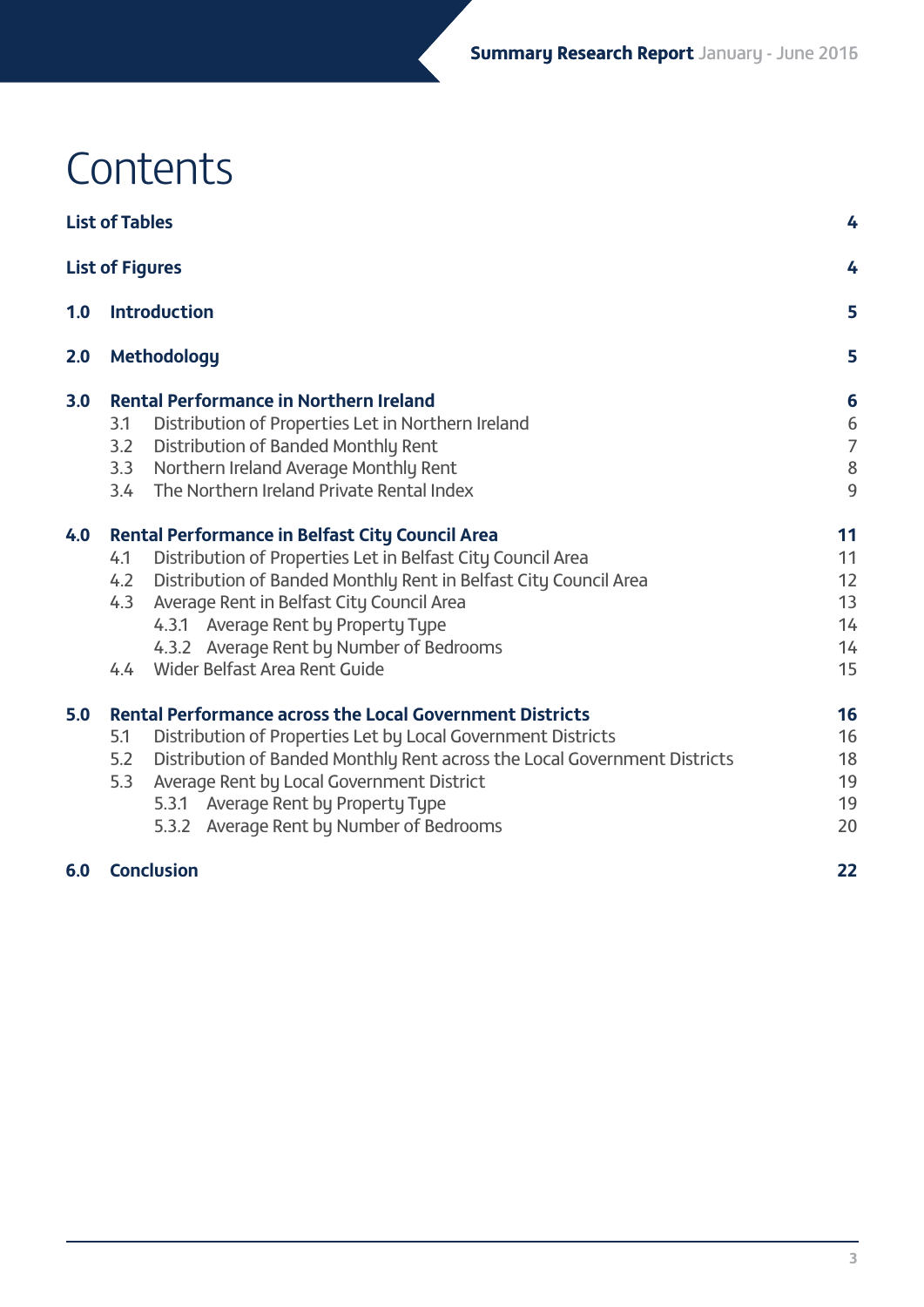# Contents

| | | |
|---|---|---|
| **List of Tables** | | **4** |
| **List of Figures** | | **4** |
| **1.0** | **Introduction** | **5** |
| **2.0** | **Methodology** | **5** |
| **3.0** | **Rental Performance in Northern Ireland** | **6** |
| | 3.1 Distribution of Properties Let in Northern Ireland | 6 |
| | 3.2 Distribution of Banded Monthly Rent | 7 |
| | 3.3 Northern Ireland Average Monthly Rent | 8 |
| | 3.4 The Northern Ireland Private Rental Index | 9 |
| **4.0** | **Rental Performance in Belfast City Council Area** | **11** |
| | 4.1 Distribution of Properties Let in Belfast City Council Area | 11 |
| | 4.2 Distribution of Banded Monthly Rent in Belfast City Council Area | 12 |
| | 4.3 Average Rent in Belfast City Council Area | 13 |
| | 4.3.1 Average Rent by Property Type | 14 |
| | 4.3.2 Average Rent by Number of Bedrooms | 14 |
| | 4.4 Wider Belfast Area Rent Guide | 15 |
| **5.0** | **Rental Performance across the Local Government Districts** | **16** |
| | 5.1 Distribution of Properties Let by Local Government Districts | 16 |
| | 5.2 Distribution of Banded Monthly Rent across the Local Government Districts | 18 |
| | 5.3 Average Rent by Local Government District | 19 |
| | 5.3.1 Average Rent by Property Type | 19 |
| | 5.3.2 Average Rent by Number of Bedrooms | 20 |
| **6.0** | **Conclusion** | **22** |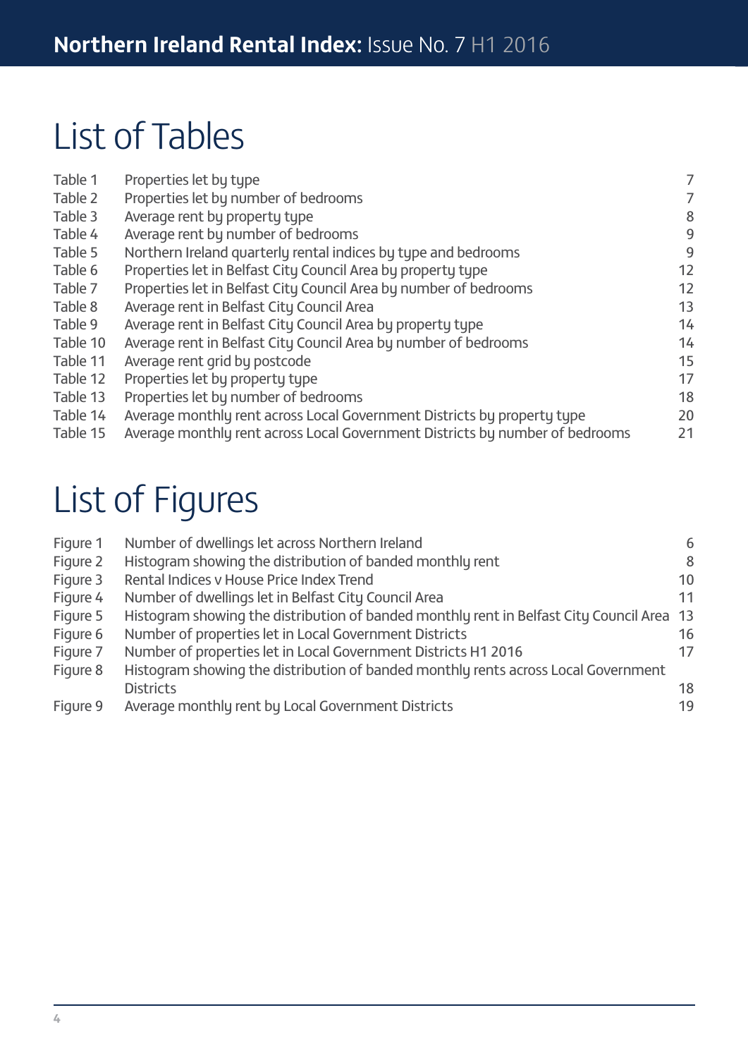# List of Tables

| | | |
|---|---|---|
| Table 1 | Properties let by type | 7 |
| Table 2 | Properties let by number of bedrooms | 7 |
| Table 3 | Average rent by property type | 8 |
| Table 4 | Average rent by number of bedrooms | 9 |
| Table 5 | Northern Ireland quarterly rental indices by type and bedrooms | 9 |
| Table 6 | Properties let in Belfast City Council Area by property type | 12 |
| Table 7 | Properties let in Belfast City Council Area by number of bedrooms | 12 |
| Table 8 | Average rent in Belfast City Council Area | 13 |
| Table 9 | Average rent in Belfast City Council Area by property type | 14 |
| Table 10 | Average rent in Belfast City Council Area by number of bedrooms | 14 |
| Table 11 | Average rent grid by postcode | 15 |
| Table 12 | Properties let by property type | 17 |
| Table 13 | Properties let by number of bedrooms | 18 |
| Table 14 | Average monthly rent across Local Government Districts by property type | 20 |
| Table 15 | Average monthly rent across Local Government Districts by number of bedrooms | 21 |

# List of Figures

| | | |
|---|---|---|
| Figure 1 | Number of dwellings let across Northern Ireland | 6 |
| Figure 2 | Histogram showing the distribution of banded monthly rent | 8 |
| Figure 3 | Rental Indices v House Price Index Trend | 10 |
| Figure 4 | Number of dwellings let in Belfast City Council Area | 11 |
| Figure 5 | Histogram showing the distribution of banded monthly rent in Belfast City Council Area | 13 |
| Figure 6 | Number of properties let in Local Government Districts | 16 |
| Figure 7 | Number of properties let in Local Government Districts H1 2016 | 17 |
| Figure 8 | Histogram showing the distribution of banded monthly rents across Local Government Districts | 18 |
| Figure 9 | Average monthly rent by Local Government Districts | 19 |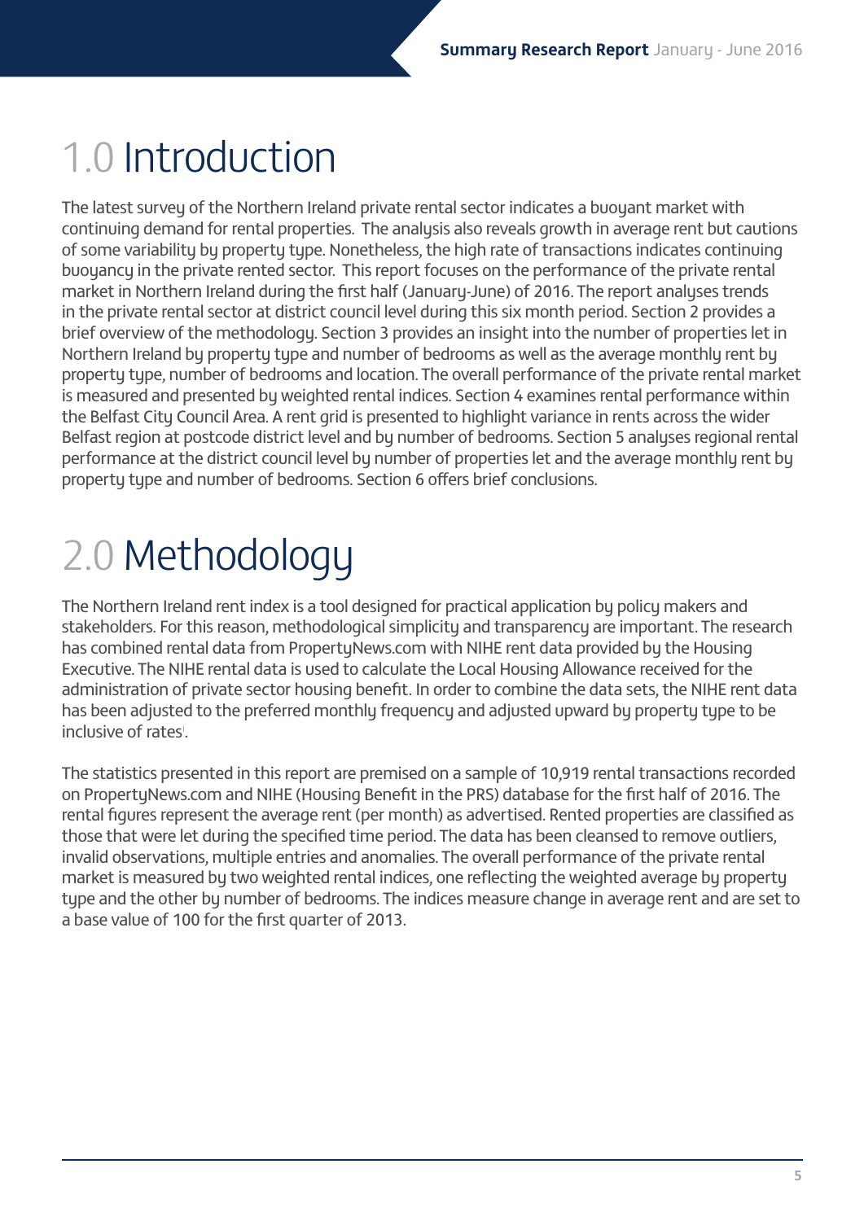# 1.0 Introduction

The latest survey of the Northern Ireland private rental sector indicates a buoyant market with continuing demand for rental properties. The analysis also reveals growth in average rent but cautions of some variability by property type. Nonetheless, the high rate of transactions indicates continuing buoyancy in the private rented sector. This report focuses on the performance of the private rental market in Northern Ireland during the first half (January-June) of 2016. The report analyses trends in the private rental sector at district council level during this six month period. Section 2 provides a brief overview of the methodology. Section 3 provides an insight into the number of properties let in Northern Ireland by property type and number of bedrooms as well as the average monthly rent by property type, number of bedrooms and location. The overall performance of the private rental market is measured and presented by weighted rental indices. Section 4 examines rental performance within the Belfast City Council Area. A rent grid is presented to highlight variance in rents across the wider Belfast region at postcode district level and by number of bedrooms. Section 5 analyses regional rental performance at the district council level by number of properties let and the average monthly rent by property type and number of bedrooms. Section 6 offers brief conclusions.

# 2.0 Methodology

The Northern Ireland rent index is a tool designed for practical application by policy makers and stakeholders. For this reason, methodological simplicity and transparency are important. The research has combined rental data from PropertyNews.com with NIHE rent data provided by the Housing Executive. The NIHE rental data is used to calculate the Local Housing Allowance received for the administration of private sector housing benefit. In order to combine the data sets, the NIHE rent data has been adjusted to the preferred monthly frequency and adjusted upward by property type to be inclusive of rates[i].

The statistics presented in this report are premised on a sample of 10,919 rental transactions recorded on PropertyNews.com and NIHE (Housing Benefit in the PRS) database for the first half of 2016. The rental figures represent the average rent (per month) as advertised. Rented properties are classified as those that were let during the specified time period. The data has been cleansed to remove outliers, invalid observations, multiple entries and anomalies. The overall performance of the private rental market is measured by two weighted rental indices, one reflecting the weighted average by property type and the other by number of bedrooms. The indices measure change in average rent and are set to a base value of 100 for the first quarter of 2013.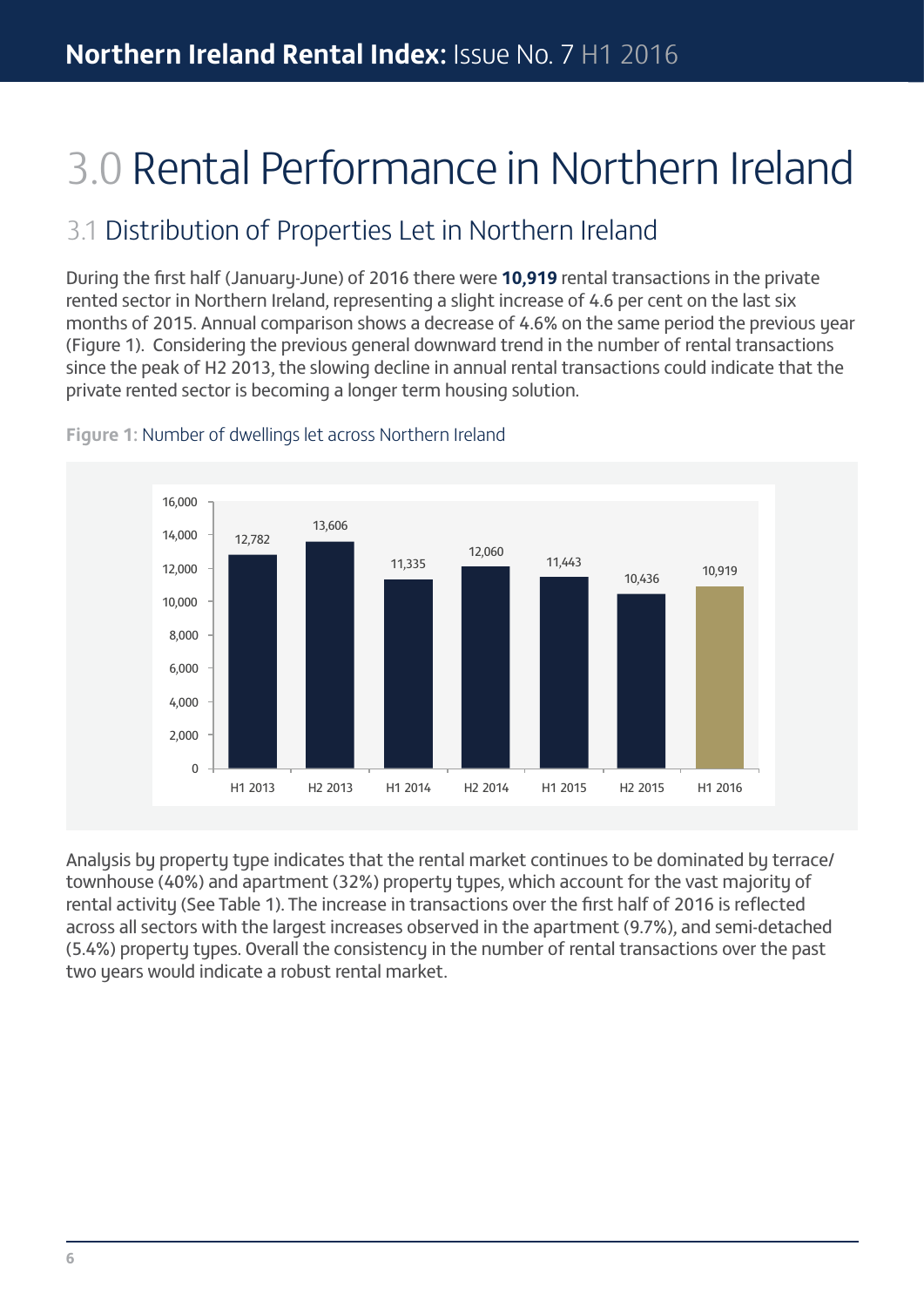# 3.0 Rental Performance in Northern Ireland

## 3.1 Distribution of Properties Let in Northern Ireland

During the first half (January-June) of 2016 there were **10,919** rental transactions in the private rented sector in Northern Ireland, representing a slight increase of 4.6 per cent on the last six months of 2015. Annual comparison shows a decrease of 4.6% on the same period the previous year (Figure 1). Considering the previous general downward trend in the number of rental transactions since the peak of H2 2013, the slowing decline in annual rental transactions could indicate that the private rented sector is becoming a longer term housing solution.

**Figure 1:** Number of dwellings let across Northern Ireland

| Period | Number of dwellings let |
|---|---|
| H1 2013 | 12,782 |
| H2 2013 | 13,606 |
| H1 2014 | 11,335 |
| H2 2014 | 12,060 |
| H1 2015 | 11,443 |
| H2 2015 | 10,436 |
| H1 2016 | 10,919 |

Analysis by property type indicates that the rental market continues to be dominated by terrace/townhouse (40%) and apartment (32%) property types, which account for the vast majority of rental activity (See Table 1). The increase in transactions over the first half of 2016 is reflected across all sectors with the largest increases observed in the apartment (9.7%), and semi-detached (5.4%) property types. Overall the consistency in the number of rental transactions over the past two years would indicate a robust rental market.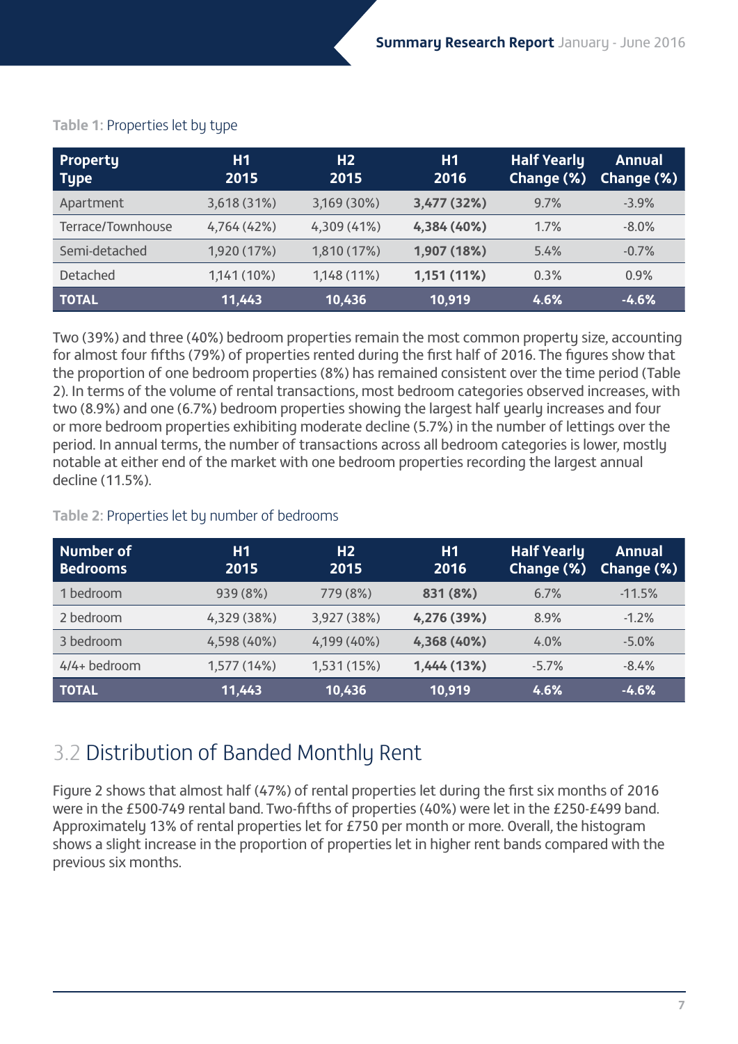**Table 1:** Properties let by type

| Property Type | H1 2015 | H2 2015 | H1 2016 | Half Yearly Change (%) | Annual Change (%) |
|---|---|---|---|---|---|
| Apartment | 3,618 (31%) | 3,169 (30%) | **3,477 (32%)** | 9.7% | -3.9% |
| Terrace/Townhouse | 4,764 (42%) | 4,309 (41%) | **4,384 (40%)** | 1.7% | -8.0% |
| Semi-detached | 1,920 (17%) | 1,810 (17%) | **1,907 (18%)** | 5.4% | -0.7% |
| Detached | 1,141 (10%) | 1,148 (11%) | **1,151 (11%)** | 0.3% | 0.9% |
| **TOTAL** | **11,443** | **10,436** | **10,919** | **4.6%** | **-4.6%** |

Two (39%) and three (40%) bedroom properties remain the most common property size, accounting for almost four fifths (79%) of properties rented during the first half of 2016. The figures show that the proportion of one bedroom properties (8%) has remained consistent over the time period (Table 2). In terms of the volume of rental transactions, most bedroom categories observed increases, with two (8.9%) and one (6.7%) bedroom properties showing the largest half yearly increases and four or more bedroom properties exhibiting moderate decline (5.7%) in the number of lettings over the period. In annual terms, the number of transactions across all bedroom categories is lower, mostly notable at either end of the market with one bedroom properties recording the largest annual decline (11.5%).

**Table 2:** Properties let by number of bedrooms

| Number of Bedrooms | H1 2015 | H2 2015 | H1 2016 | Half Yearly Change (%) | Annual Change (%) |
|---|---|---|---|---|---|
| 1 bedroom | 939 (8%) | 779 (8%) | **831 (8%)** | 6.7% | -11.5% |
| 2 bedroom | 4,329 (38%) | 3,927 (38%) | **4,276 (39%)** | 8.9% | -1.2% |
| 3 bedroom | 4,598 (40%) | 4,199 (40%) | **4,368 (40%)** | 4.0% | -5.0% |
| 4/4+ bedroom | 1,577 (14%) | 1,531 (15%) | **1,444 (13%)** | -5.7% | -8.4% |
| **TOTAL** | **11,443** | **10,436** | **10,919** | **4.6%** | **-4.6%** |

## 3.2 Distribution of Banded Monthly Rent

Figure 2 shows that almost half (47%) of rental properties let during the first six months of 2016 were in the £500-749 rental band. Two-fifths of properties (40%) were let in the £250-£499 band. Approximately 13% of rental properties let for £750 per month or more. Overall, the histogram shows a slight increase in the proportion of properties let in higher rent bands compared with the previous six months.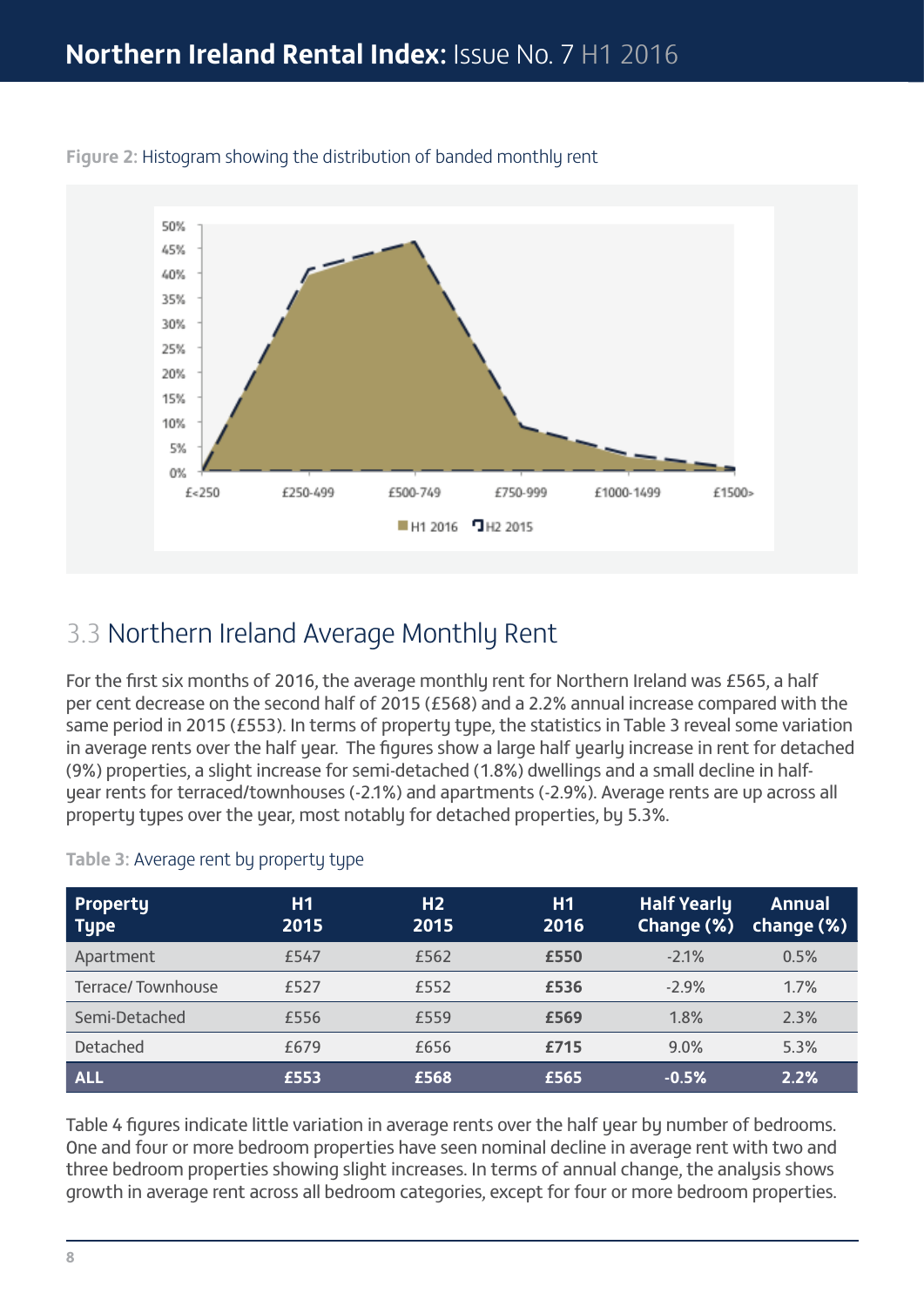Figure 2: Histogram showing the distribution of banded monthly rent

## 3.3 Northern Ireland Average Monthly Rent

For the first six months of 2016, the average monthly rent for Northern Ireland was £565, a half per cent decrease on the second half of 2015 (£568) and a 2.2% annual increase compared with the same period in 2015 (£553). In terms of property type, the statistics in Table 3 reveal some variation in average rents over the half year. The figures show a large half yearly increase in rent for detached (9%) properties, a slight increase for semi-detached (1.8%) dwellings and a small decline in half-year rents for terraced/townhouses (-2.1%) and apartments (-2.9%). Average rents are up across all property types over the year, most notably for detached properties, by 5.3%.

Table 3: Average rent by property type

| Property Type | H1 2015 | H2 2015 | H1 2016 | Half Yearly Change (%) | Annual change (%) |
|---|---|---|---|---|---|
| Apartment | £547 | £562 | **£550** | -2.1% | 0.5% |
| Terrace/ Townhouse | £527 | £552 | **£536** | -2.9% | 1.7% |
| Semi-Detached | £556 | £559 | **£569** | 1.8% | 2.3% |
| Detached | £679 | £656 | **£715** | 9.0% | 5.3% |
| **ALL** | **£553** | **£568** | **£565** | **-0.5%** | **2.2%** |

Table 4 figures indicate little variation in average rents over the half year by number of bedrooms. One and four or more bedroom properties have seen nominal decline in average rent with two and three bedroom properties showing slight increases. In terms of annual change, the analysis shows growth in average rent across all bedroom categories, except for four or more bedroom properties.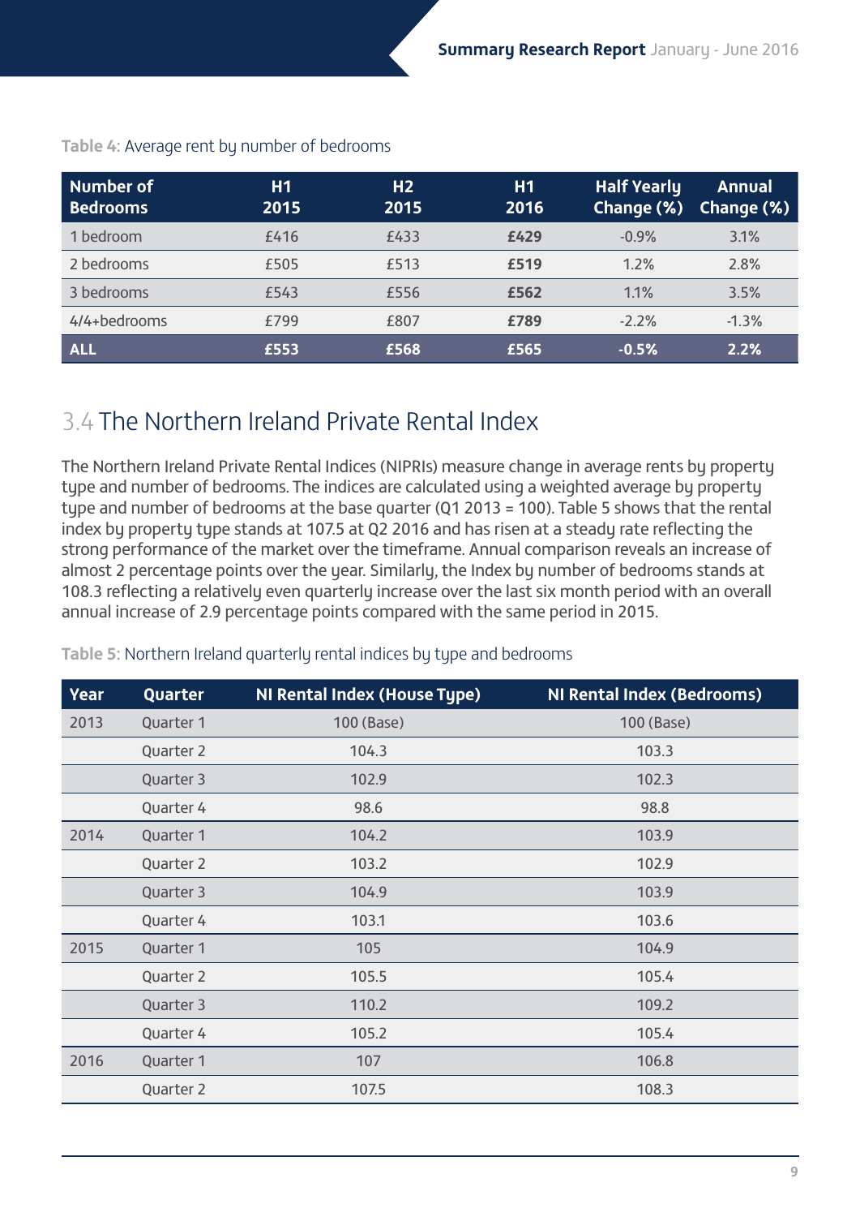**Table 4:** Average rent by number of bedrooms

| Number of Bedrooms | H1 2015 | H2 2015 | H1 2016 | Half Yearly Change (%) | Annual Change (%) |
|---|---|---|---|---|---|
| 1 bedroom | £416 | £433 | **£429** | -0.9% | 3.1% |
| 2 bedrooms | £505 | £513 | **£519** | 1.2% | 2.8% |
| 3 bedrooms | £543 | £556 | **£562** | 1.1% | 3.5% |
| 4/4+bedrooms | £799 | £807 | **£789** | -2.2% | -1.3% |
| **ALL** | **£553** | **£568** | **£565** | **-0.5%** | **2.2%** |

## 3.4 The Northern Ireland Private Rental Index

The Northern Ireland Private Rental Indices (NIPRIs) measure change in average rents by property type and number of bedrooms. The indices are calculated using a weighted average by property type and number of bedrooms at the base quarter (Q1 2013 = 100). Table 5 shows that the rental index by property type stands at 107.5 at Q2 2016 and has risen at a steady rate reflecting the strong performance of the market over the timeframe. Annual comparison reveals an increase of almost 2 percentage points over the year. Similarly, the Index by number of bedrooms stands at 108.3 reflecting a relatively even quarterly increase over the last six month period with an overall annual increase of 2.9 percentage points compared with the same period in 2015.

**Table 5:** Northern Ireland quarterly rental indices by type and bedrooms

| Year | Quarter | NI Rental Index (House Type) | NI Rental Index (Bedrooms) |
|---|---|---|---|
| 2013 | Quarter 1 | 100 (Base) | 100 (Base) |
| | Quarter 2 | 104.3 | 103.3 |
| | Quarter 3 | 102.9 | 102.3 |
| | Quarter 4 | 98.6 | 98.8 |
| 2014 | Quarter 1 | 104.2 | 103.9 |
| | Quarter 2 | 103.2 | 102.9 |
| | Quarter 3 | 104.9 | 103.9 |
| | Quarter 4 | 103.1 | 103.6 |
| 2015 | Quarter 1 | 105 | 104.9 |
| | Quarter 2 | 105.5 | 105.4 |
| | Quarter 3 | 110.2 | 109.2 |
| | Quarter 4 | 105.2 | 105.4 |
| 2016 | Quarter 1 | 107 | 106.8 |
| | Quarter 2 | 107.5 | 108.3 |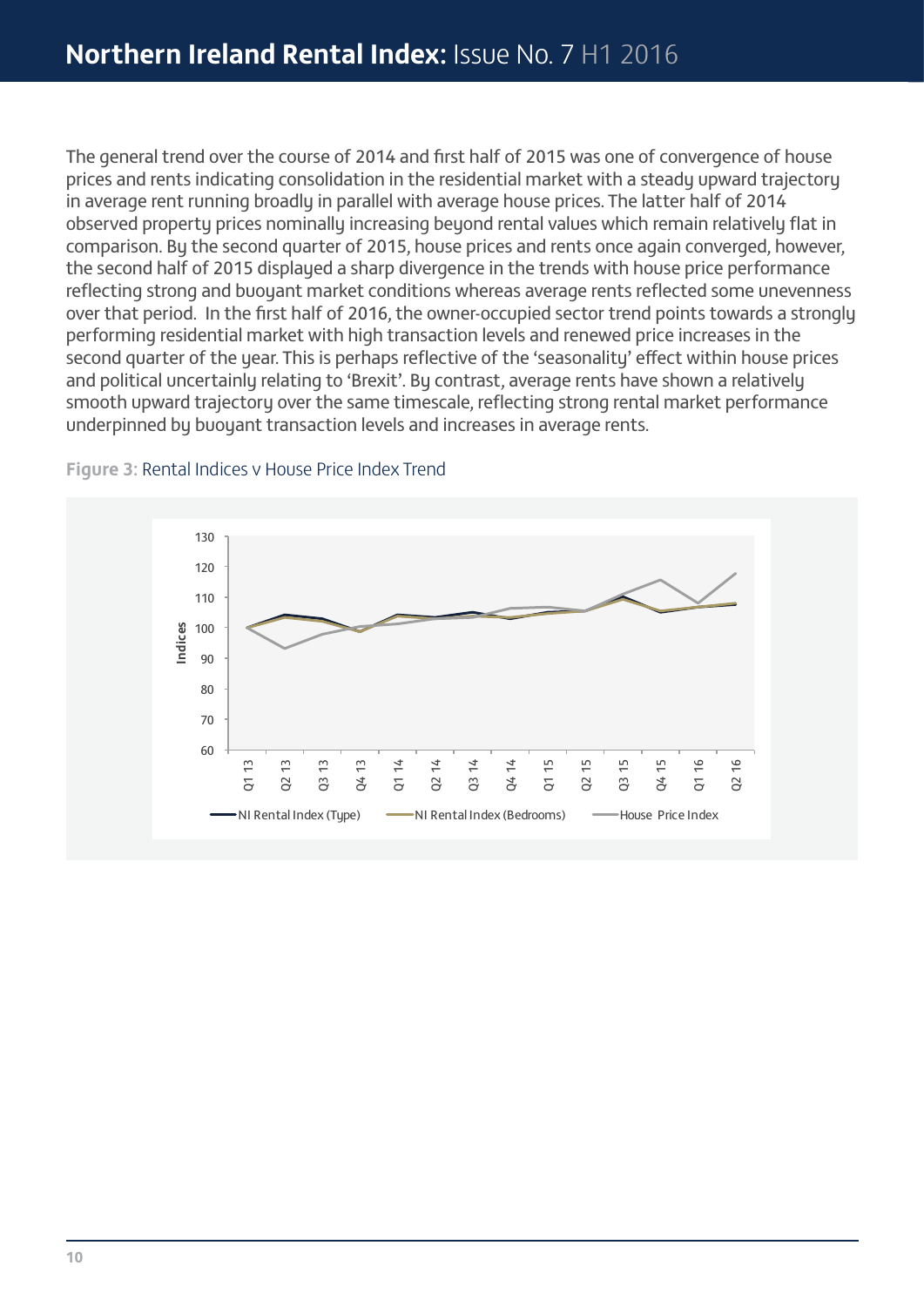The general trend over the course of 2014 and first half of 2015 was one of convergence of house prices and rents indicating consolidation in the residential market with a steady upward trajectory in average rent running broadly in parallel with average house prices. The latter half of 2014 observed property prices nominally increasing beyond rental values which remain relatively flat in comparison. By the second quarter of 2015, house prices and rents once again converged, however, the second half of 2015 displayed a sharp divergence in the trends with house price performance reflecting strong and buoyant market conditions whereas average rents reflected some unevenness over that period.  In the first half of 2016, the owner-occupied sector trend points towards a strongly performing residential market with high transaction levels and renewed price increases in the second quarter of the year. This is perhaps reflective of the 'seasonality' effect within house prices and political uncertainly relating to 'Brexit'. By contrast, average rents have shown a relatively smooth upward trajectory over the same timescale, reflecting strong rental market performance underpinned by buoyant transaction levels and increases in average rents.

**Figure 3:** Rental Indices v House Price Index Trend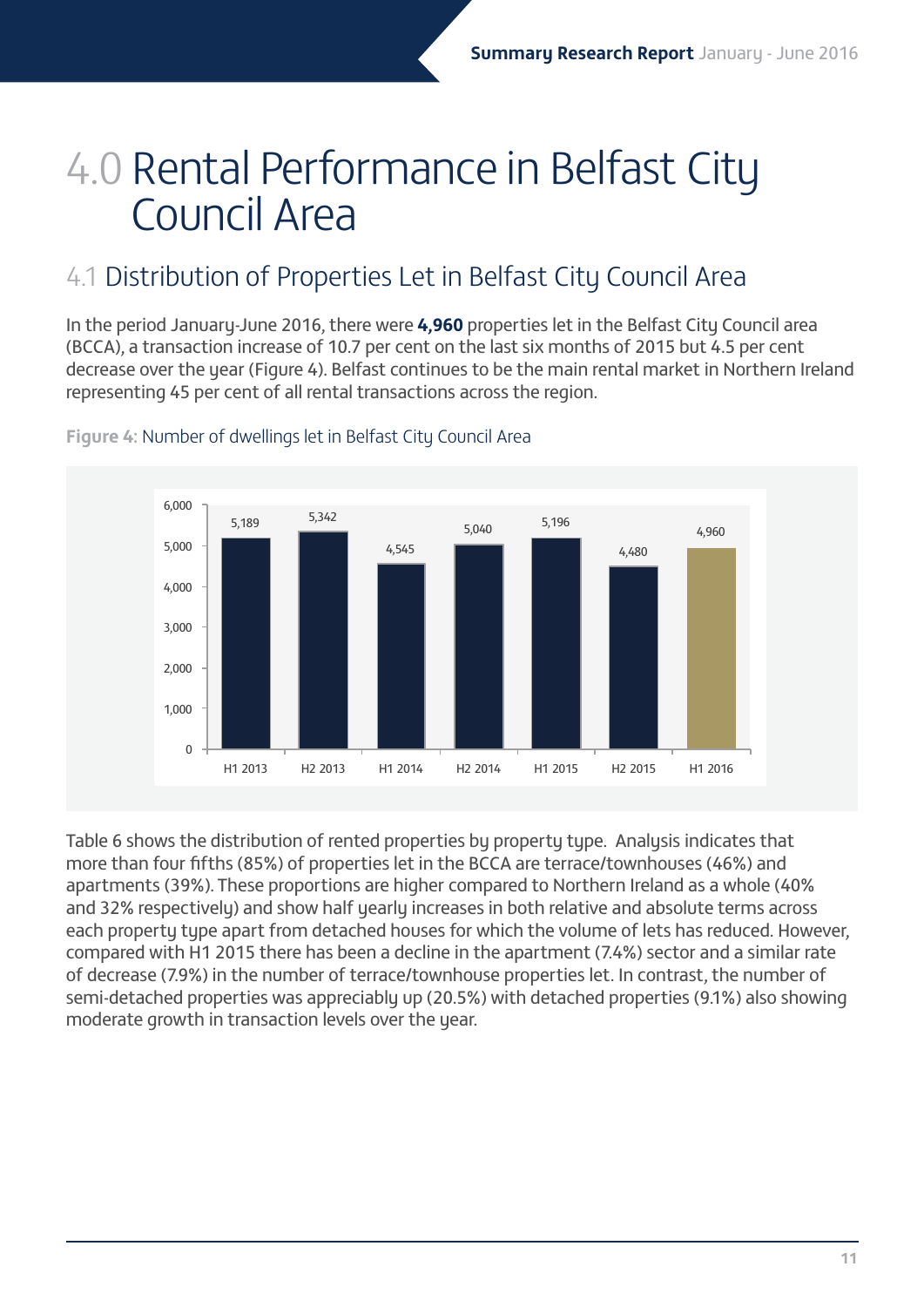# 4.0 Rental Performance in Belfast City Council Area

## 4.1 Distribution of Properties Let in Belfast City Council Area

In the period January-June 2016, there were **4,960** properties let in the Belfast City Council area (BCCA), a transaction increase of 10.7 per cent on the last six months of 2015 but 4.5 per cent decrease over the year (Figure 4). Belfast continues to be the main rental market in Northern Ireland representing 45 per cent of all rental transactions across the region.

**Figure 4**: Number of dwellings let in Belfast City Council Area

| Period | Number of dwellings let |
|---|---|
| H1 2013 | 5,189 |
| H2 2013 | 5,342 |
| H1 2014 | 4,545 |
| H2 2014 | 5,040 |
| H1 2015 | 5,196 |
| H2 2015 | 4,480 |
| H1 2016 | 4,960 |

Table 6 shows the distribution of rented properties by property type. Analysis indicates that more than four fifths (85%) of properties let in the BCCA are terrace/townhouses (46%) and apartments (39%). These proportions are higher compared to Northern Ireland as a whole (40% and 32% respectively) and show half yearly increases in both relative and absolute terms across each property type apart from detached houses for which the volume of lets has reduced. However, compared with H1 2015 there has been a decline in the apartment (7.4%) sector and a similar rate of decrease (7.9%) in the number of terrace/townhouse properties let. In contrast, the number of semi-detached properties was appreciably up (20.5%) with detached properties (9.1%) also showing moderate growth in transaction levels over the year.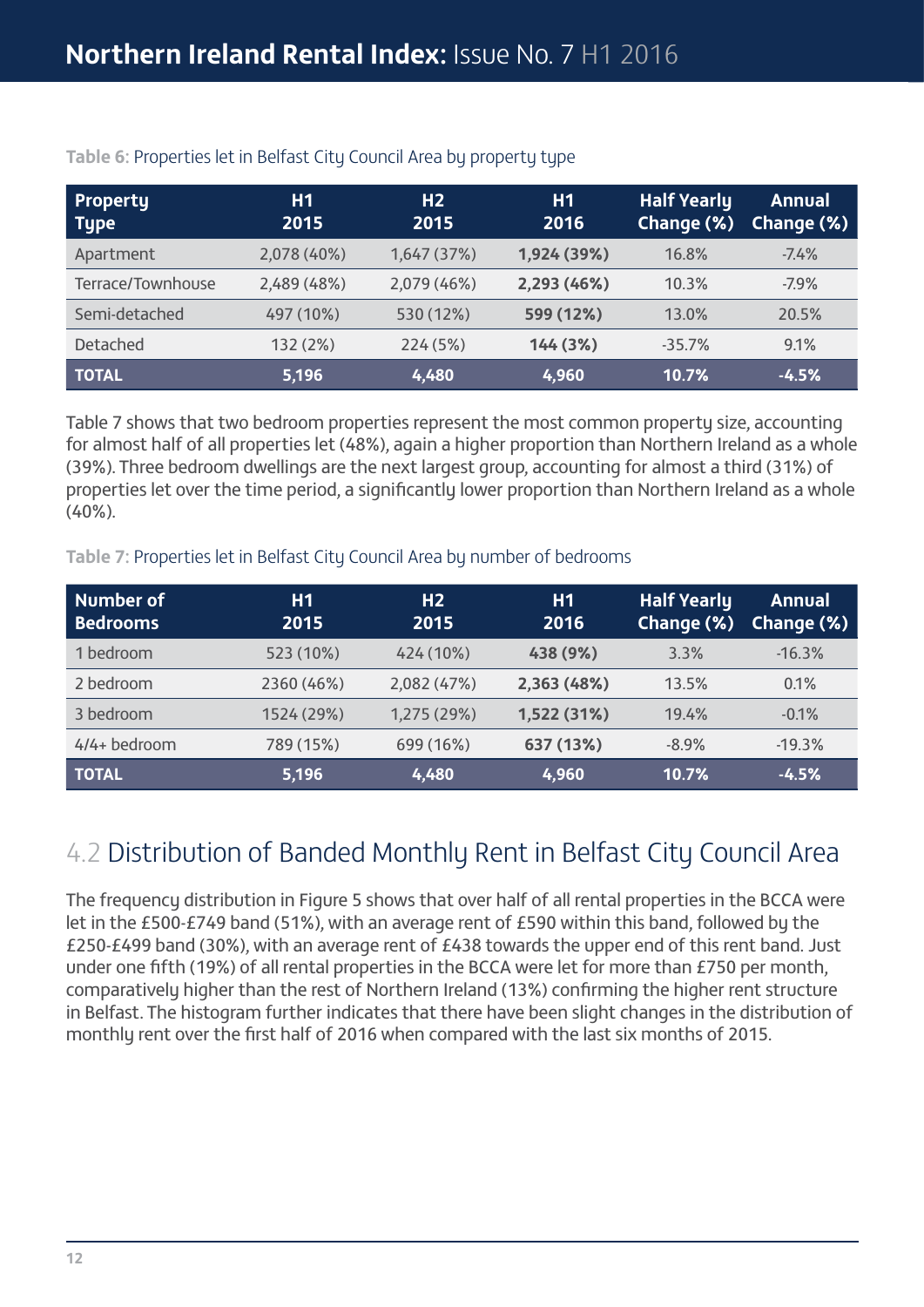**Table 6:** Properties let in Belfast City Council Area by property type

| Property Type | H1 2015 | H2 2015 | H1 2016 | Half Yearly Change (%) | Annual Change (%) |
|---|---|---|---|---|---|
| Apartment | 2,078 (40%) | 1,647 (37%) | **1,924 (39%)** | 16.8% | -7.4% |
| Terrace/Townhouse | 2,489 (48%) | 2,079 (46%) | **2,293 (46%)** | 10.3% | -7.9% |
| Semi-detached | 497 (10%) | 530 (12%) | **599 (12%)** | 13.0% | 20.5% |
| Detached | 132 (2%) | 224 (5%) | **144 (3%)** | -35.7% | 9.1% |
| **TOTAL** | **5,196** | **4,480** | **4,960** | **10.7%** | **-4.5%** |

Table 7 shows that two bedroom properties represent the most common property size, accounting for almost half of all properties let (48%), again a higher proportion than Northern Ireland as a whole (39%). Three bedroom dwellings are the next largest group, accounting for almost a third (31%) of properties let over the time period, a significantly lower proportion than Northern Ireland as a whole (40%).

**Table 7:** Properties let in Belfast City Council Area by number of bedrooms

| Number of Bedrooms | H1 2015 | H2 2015 | H1 2016 | Half Yearly Change (%) | Annual Change (%) |
|---|---|---|---|---|---|
| 1 bedroom | 523 (10%) | 424 (10%) | **438 (9%)** | 3.3% | -16.3% |
| 2 bedroom | 2360 (46%) | 2,082 (47%) | **2,363 (48%)** | 13.5% | 0.1% |
| 3 bedroom | 1524 (29%) | 1,275 (29%) | **1,522 (31%)** | 19.4% | -0.1% |
| 4/4+ bedroom | 789 (15%) | 699 (16%) | **637 (13%)** | -8.9% | -19.3% |
| **TOTAL** | **5,196** | **4,480** | **4,960** | **10.7%** | **-4.5%** |

## 4.2 Distribution of Banded Monthly Rent in Belfast City Council Area

The frequency distribution in Figure 5 shows that over half of all rental properties in the BCCA were let in the £500-£749 band (51%), with an average rent of £590 within this band, followed by the £250-£499 band (30%), with an average rent of £438 towards the upper end of this rent band. Just under one fifth (19%) of all rental properties in the BCCA were let for more than £750 per month, comparatively higher than the rest of Northern Ireland (13%) confirming the higher rent structure in Belfast. The histogram further indicates that there have been slight changes in the distribution of monthly rent over the first half of 2016 when compared with the last six months of 2015.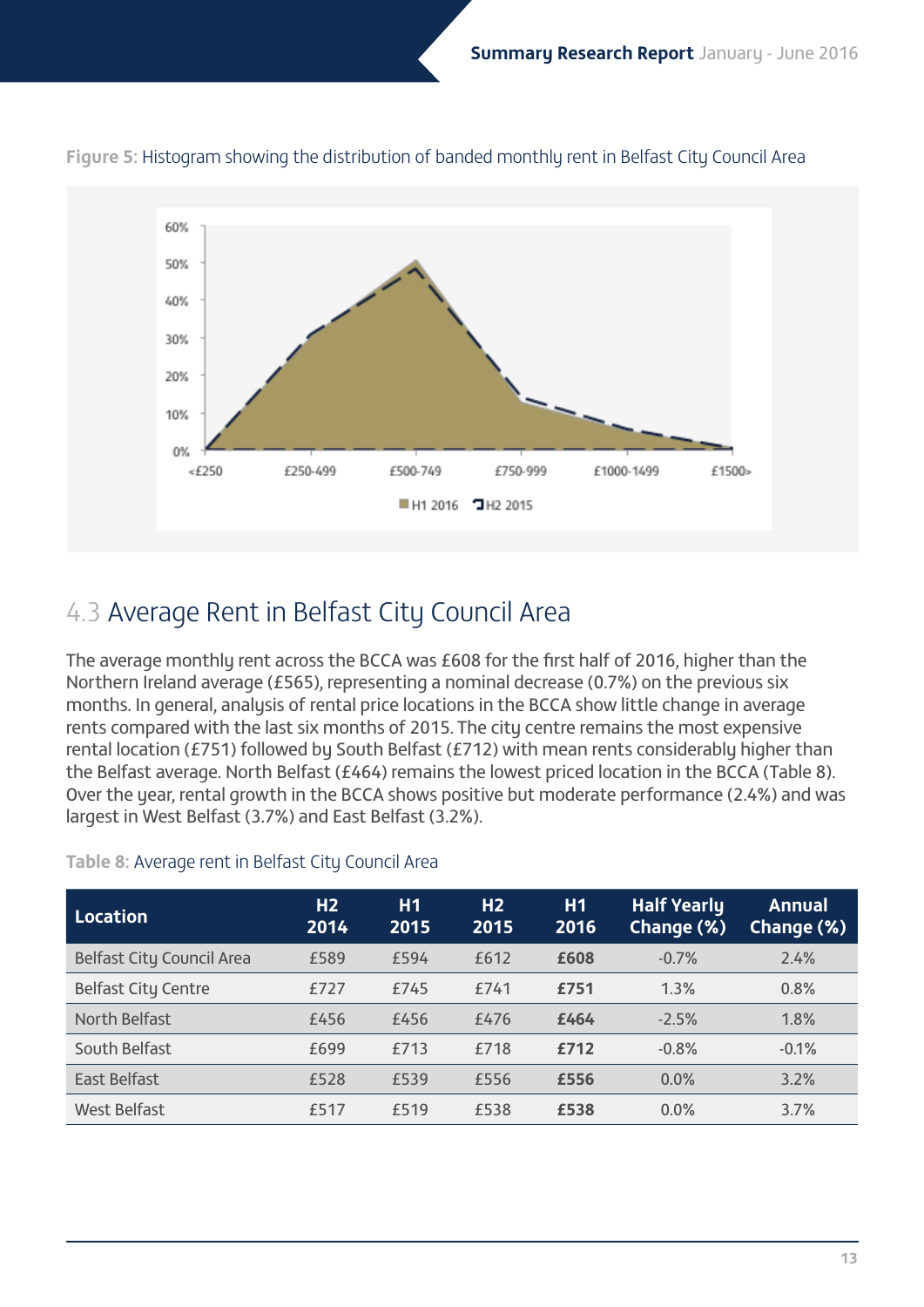**Figure 5:** Histogram showing the distribution of banded monthly rent in Belfast City Council Area

## 4.3 Average Rent in Belfast City Council Area

The average monthly rent across the BCCA was £608 for the first half of 2016, higher than the Northern Ireland average (£565), representing a nominal decrease (0.7%) on the previous six months. In general, analysis of rental price locations in the BCCA show little change in average rents compared with the last six months of 2015. The city centre remains the most expensive rental location (£751) followed by South Belfast (£712) with mean rents considerably higher than the Belfast average. North Belfast (£464) remains the lowest priced location in the BCCA (Table 8). Over the year, rental growth in the BCCA shows positive but moderate performance (2.4%) and was largest in West Belfast (3.7%) and East Belfast (3.2%).

**Table 8:** Average rent in Belfast City Council Area

| Location | H2 2014 | H1 2015 | H2 2015 | H1 2016 | Half Yearly Change (%) | Annual Change (%) |
|---|---|---|---|---|---|---|
| Belfast City Council Area | £589 | £594 | £612 | **£608** | -0.7% | 2.4% |
| Belfast City Centre | £727 | £745 | £741 | **£751** | 1.3% | 0.8% |
| North Belfast | £456 | £456 | £476 | **£464** | -2.5% | 1.8% |
| South Belfast | £699 | £713 | £718 | **£712** | -0.8% | -0.1% |
| East Belfast | £528 | £539 | £556 | **£556** | 0.0% | 3.2% |
| West Belfast | £517 | £519 | £538 | **£538** | 0.0% | 3.7% |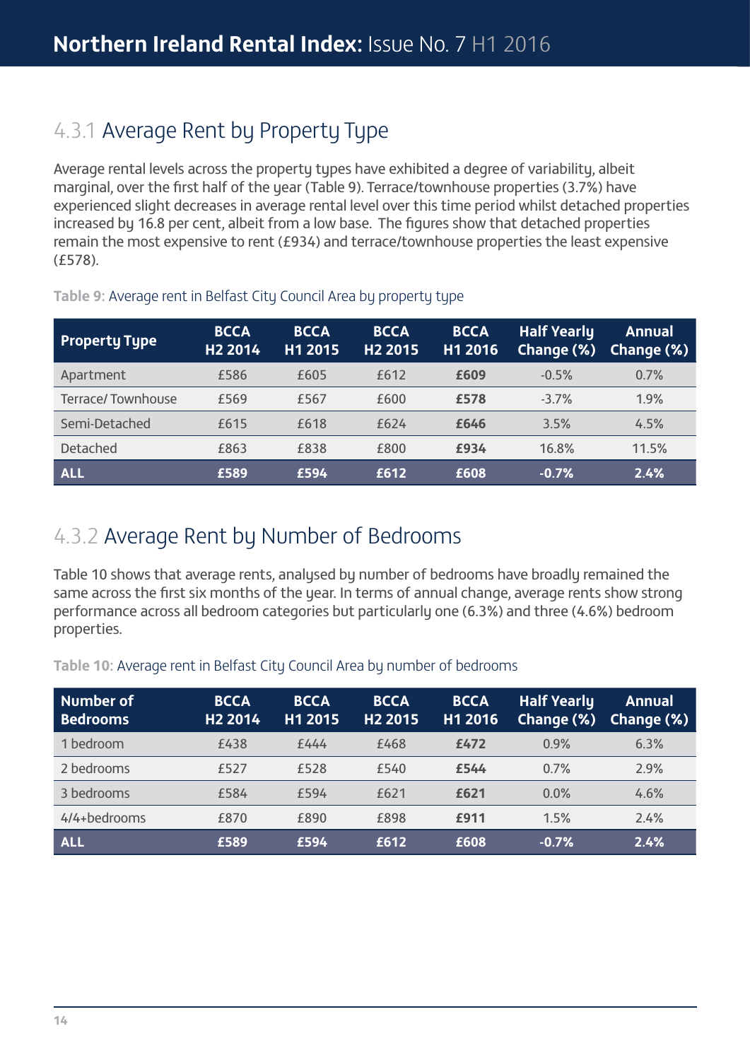## 4.3.1 Average Rent by Property Type

Average rental levels across the property types have exhibited a degree of variability, albeit marginal, over the first half of the year (Table 9). Terrace/townhouse properties (3.7%) have experienced slight decreases in average rental level over this time period whilst detached properties increased by 16.8 per cent, albeit from a low base. The figures show that detached properties remain the most expensive to rent (£934) and terrace/townhouse properties the least expensive (£578).

**Table 9:** Average rent in Belfast City Council Area by property type

| Property Type | BCCA H2 2014 | BCCA H1 2015 | BCCA H2 2015 | BCCA H1 2016 | Half Yearly Change (%) | Annual Change (%) |
|---|---|---|---|---|---|---|
| Apartment | £586 | £605 | £612 | **£609** | -0.5% | 0.7% |
| Terrace/ Townhouse | £569 | £567 | £600 | **£578** | -3.7% | 1.9% |
| Semi-Detached | £615 | £618 | £624 | **£646** | 3.5% | 4.5% |
| Detached | £863 | £838 | £800 | **£934** | 16.8% | 11.5% |
| **ALL** | **£589** | **£594** | **£612** | **£608** | **-0.7%** | **2.4%** |

## 4.3.2 Average Rent by Number of Bedrooms

Table 10 shows that average rents, analysed by number of bedrooms have broadly remained the same across the first six months of the year. In terms of annual change, average rents show strong performance across all bedroom categories but particularly one (6.3%) and three (4.6%) bedroom properties.

**Table 10:** Average rent in Belfast City Council Area by number of bedrooms

| Number of Bedrooms | BCCA H2 2014 | BCCA H1 2015 | BCCA H2 2015 | BCCA H1 2016 | Half Yearly Change (%) | Annual Change (%) |
|---|---|---|---|---|---|---|
| 1 bedroom | £438 | £444 | £468 | **£472** | 0.9% | 6.3% |
| 2 bedrooms | £527 | £528 | £540 | **£544** | 0.7% | 2.9% |
| 3 bedrooms | £584 | £594 | £621 | **£621** | 0.0% | 4.6% |
| 4/4+bedrooms | £870 | £890 | £898 | **£911** | 1.5% | 2.4% |
| **ALL** | **£589** | **£594** | **£612** | **£608** | **-0.7%** | **2.4%** |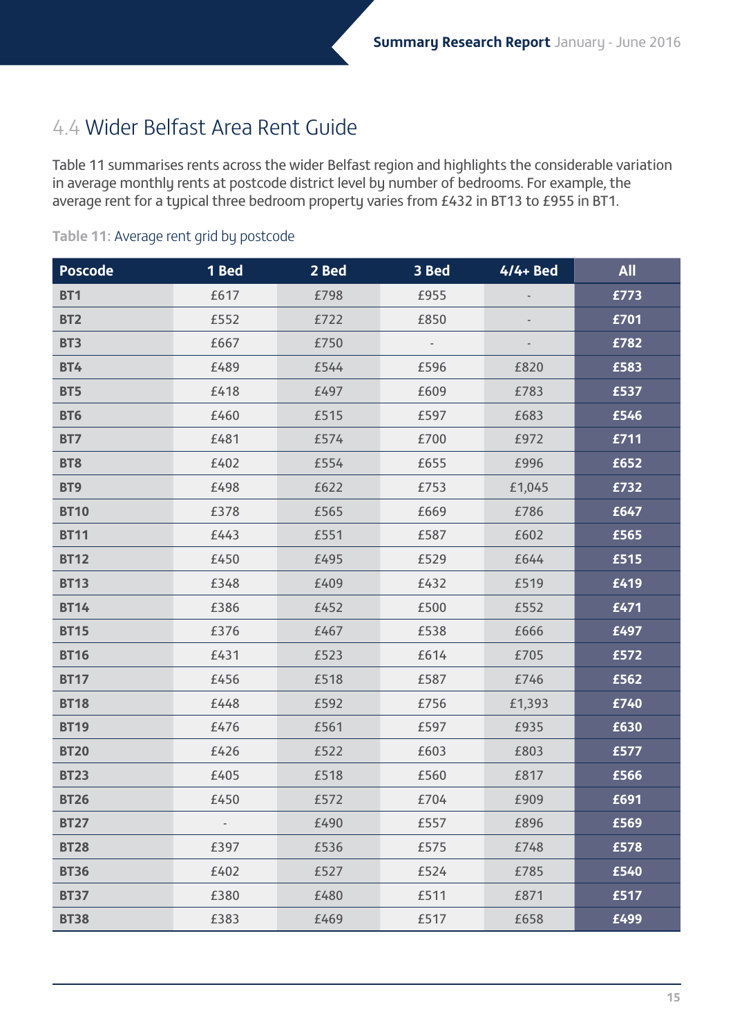## 4.4 Wider Belfast Area Rent Guide

Table 11 summarises rents across the wider Belfast region and highlights the considerable variation in average monthly rents at postcode district level by number of bedrooms. For example, the average rent for a typical three bedroom property varies from £432 in BT13 to £955 in BT1.

**Table 11**: Average rent grid by postcode

| Poscode | 1 Bed | 2 Bed | 3 Bed | 4/4+ Bed | All |
|---|---|---|---|---|---|
| BT1 | £617 | £798 | £955 | - | £773 |
| BT2 | £552 | £722 | £850 | - | £701 |
| BT3 | £667 | £750 | - | - | £782 |
| BT4 | £489 | £544 | £596 | £820 | £583 |
| BT5 | £418 | £497 | £609 | £783 | £537 |
| BT6 | £460 | £515 | £597 | £683 | £546 |
| BT7 | £481 | £574 | £700 | £972 | £711 |
| BT8 | £402 | £554 | £655 | £996 | £652 |
| BT9 | £498 | £622 | £753 | £1,045 | £732 |
| BT10 | £378 | £565 | £669 | £786 | £647 |
| BT11 | £443 | £551 | £587 | £602 | £565 |
| BT12 | £450 | £495 | £529 | £644 | £515 |
| BT13 | £348 | £409 | £432 | £519 | £419 |
| BT14 | £386 | £452 | £500 | £552 | £471 |
| BT15 | £376 | £467 | £538 | £666 | £497 |
| BT16 | £431 | £523 | £614 | £705 | £572 |
| BT17 | £456 | £518 | £587 | £746 | £562 |
| BT18 | £448 | £592 | £756 | £1,393 | £740 |
| BT19 | £476 | £561 | £597 | £935 | £630 |
| BT20 | £426 | £522 | £603 | £803 | £577 |
| BT23 | £405 | £518 | £560 | £817 | £566 |
| BT26 | £450 | £572 | £704 | £909 | £691 |
| BT27 | - | £490 | £557 | £896 | £569 |
| BT28 | £397 | £536 | £575 | £748 | £578 |
| BT36 | £402 | £527 | £524 | £785 | £540 |
| BT37 | £380 | £480 | £511 | £871 | £517 |
| BT38 | £383 | £469 | £517 | £658 | £499 |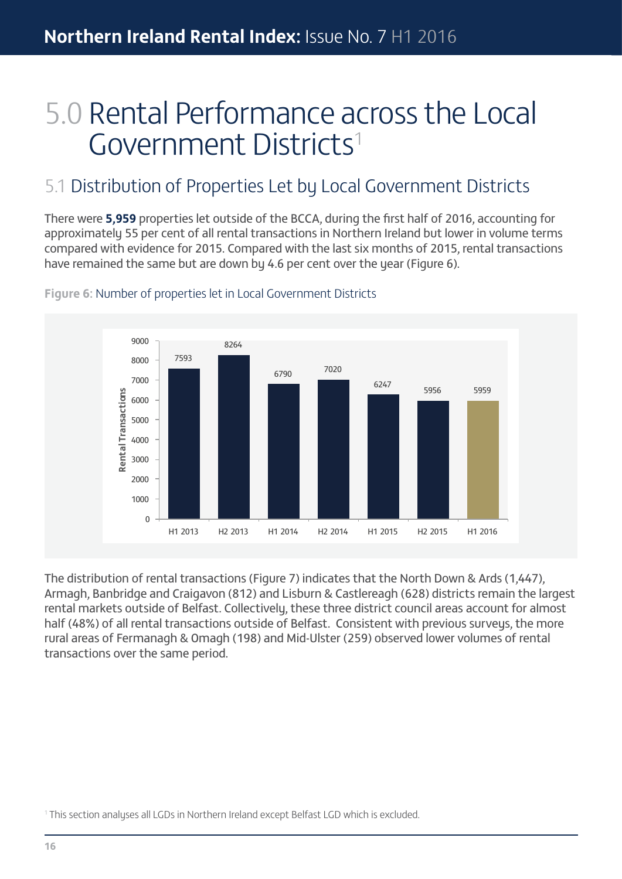# 5.0 Rental Performance across the Local Government Districts[1]

## 5.1 Distribution of Properties Let by Local Government Districts

There were **5,959** properties let outside of the BCCA, during the first half of 2016, accounting for approximately 55 per cent of all rental transactions in Northern Ireland but lower in volume terms compared with evidence for 2015. Compared with the last six months of 2015, rental transactions have remained the same but are down by 4.6 per cent over the year (Figure 6).

**Figure 6:** Number of properties let in Local Government Districts

| Period | Rental Transactions |
| --- | --- |
| H1 2013 | 7593 |
| H2 2013 | 8264 |
| H1 2014 | 6790 |
| H2 2014 | 7020 |
| H1 2015 | 6247 |
| H2 2015 | 5956 |
| H1 2016 | 5959 |

The distribution of rental transactions (Figure 7) indicates that the North Down & Ards (1,447), Armagh, Banbridge and Craigavon (812) and Lisburn & Castlereagh (628) districts remain the largest rental markets outside of Belfast. Collectively, these three district council areas account for almost half (48%) of all rental transactions outside of Belfast. Consistent with previous surveys, the more rural areas of Fermanagh & Omagh (198) and Mid-Ulster (259) observed lower volumes of rental transactions over the same period.

[1] This section analyses all LGDs in Northern Ireland except Belfast LGD which is excluded.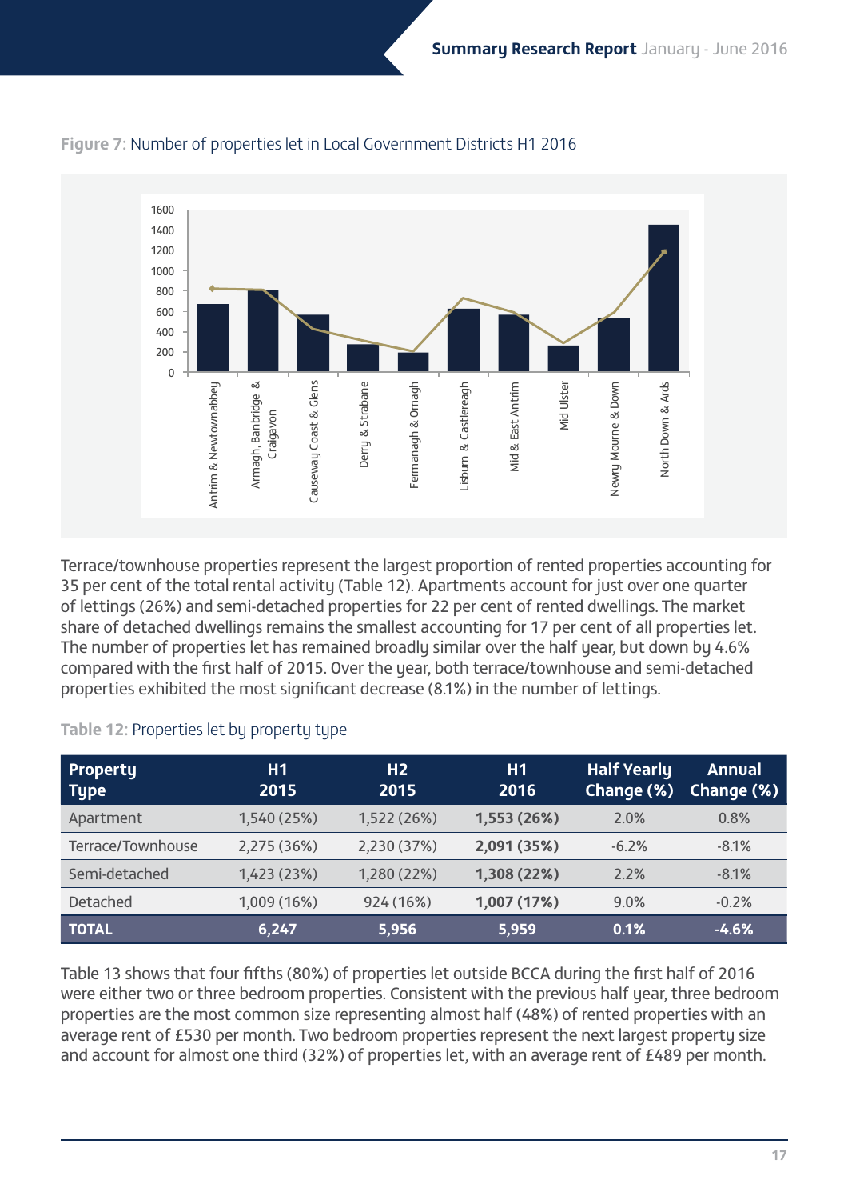Figure 7: Number of properties let in Local Government Districts H1 2016

Terrace/townhouse properties represent the largest proportion of rented properties accounting for 35 per cent of the total rental activity (Table 12). Apartments account for just over one quarter of lettings (26%) and semi-detached properties for 22 per cent of rented dwellings. The market share of detached dwellings remains the smallest accounting for 17 per cent of all properties let. The number of properties let has remained broadly similar over the half year, but down by 4.6% compared with the first half of 2015. Over the year, both terrace/townhouse and semi-detached properties exhibited the most significant decrease (8.1%) in the number of lettings.

Table 12: Properties let by property type

| Property Type | H1 2015 | H2 2015 | H1 2016 | Half Yearly Change (%) | Annual Change (%) |
|---|---|---|---|---|---|
| Apartment | 1,540 (25%) | 1,522 (26%) | **1,553 (26%)** | 2.0% | 0.8% |
| Terrace/Townhouse | 2,275 (36%) | 2,230 (37%) | **2,091 (35%)** | -6.2% | -8.1% |
| Semi-detached | 1,423 (23%) | 1,280 (22%) | **1,308 (22%)** | 2.2% | -8.1% |
| Detached | 1,009 (16%) | 924 (16%) | **1,007 (17%)** | 9.0% | -0.2% |
| **TOTAL** | **6,247** | **5,956** | **5,959** | **0.1%** | **-4.6%** |

Table 13 shows that four fifths (80%) of properties let outside BCCA during the first half of 2016 were either two or three bedroom properties. Consistent with the previous half year, three bedroom properties are the most common size representing almost half (48%) of rented properties with an average rent of £530 per month. Two bedroom properties represent the next largest property size and account for almost one third (32%) of properties let, with an average rent of £489 per month.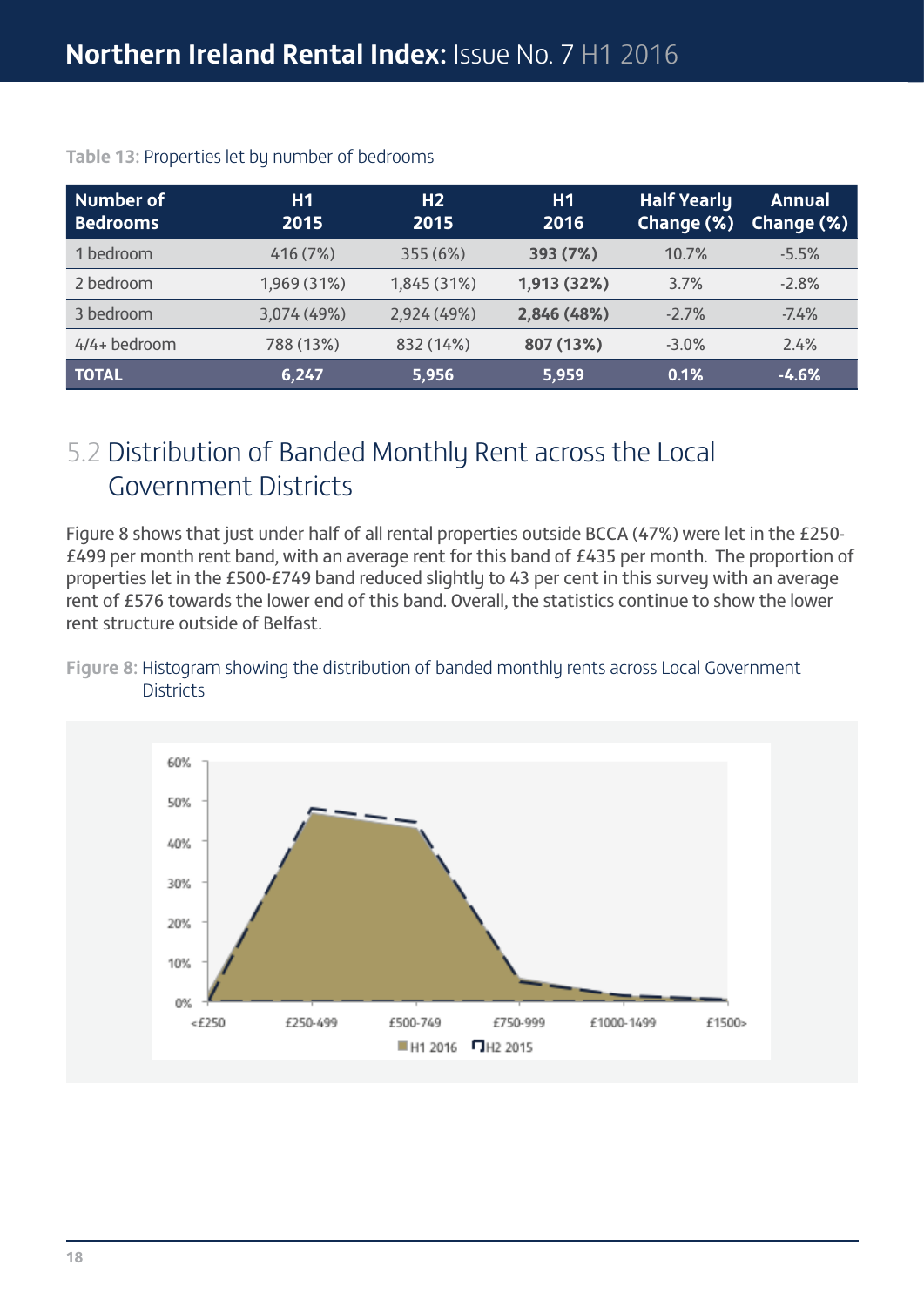**Table 13:** Properties let by number of bedrooms

| Number of Bedrooms | H1 2015 | H2 2015 | H1 2016 | Half Yearly Change (%) | Annual Change (%) |
|---|---|---|---|---|---|
| 1 bedroom | 416 (7%) | 355 (6%) | **393 (7%)** | 10.7% | -5.5% |
| 2 bedroom | 1,969 (31%) | 1,845 (31%) | **1,913 (32%)** | 3.7% | -2.8% |
| 3 bedroom | 3,074 (49%) | 2,924 (49%) | **2,846 (48%)** | -2.7% | -7.4% |
| 4/4+ bedroom | 788 (13%) | 832 (14%) | **807 (13%)** | -3.0% | 2.4% |
| **TOTAL** | **6,247** | **5,956** | **5,959** | **0.1%** | **-4.6%** |

## 5.2 Distribution of Banded Monthly Rent across the Local Government Districts

Figure 8 shows that just under half of all rental properties outside BCCA (47%) were let in the £250-£499 per month rent band, with an average rent for this band of £435 per month. The proportion of properties let in the £500-£749 band reduced slightly to 43 per cent in this survey with an average rent of £576 towards the lower end of this band. Overall, the statistics continue to show the lower rent structure outside of Belfast.

**Figure 8:** Histogram showing the distribution of banded monthly rents across Local Government Districts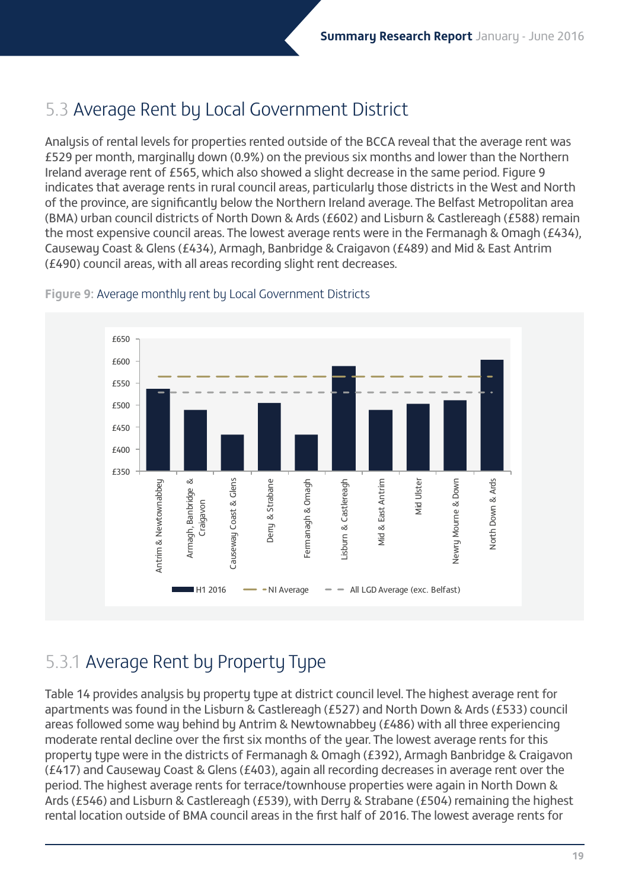## 5.3 Average Rent by Local Government District

Analysis of rental levels for properties rented outside of the BCCA reveal that the average rent was £529 per month, marginally down (0.9%) on the previous six months and lower than the Northern Ireland average rent of £565, which also showed a slight decrease in the same period. Figure 9 indicates that average rents in rural council areas, particularly those districts in the West and North of the province, are significantly below the Northern Ireland average. The Belfast Metropolitan area (BMA) urban council districts of North Down & Ards (£602) and Lisburn & Castlereagh (£588) remain the most expensive council areas. The lowest average rents were in the Fermanagh & Omagh (£434), Causeway Coast & Glens (£434), Armagh, Banbridge & Craigavon (£489) and Mid & East Antrim (£490) council areas, with all areas recording slight rent decreases.

**Figure 9:** Average monthly rent by Local Government Districts

## 5.3.1 Average Rent by Property Type

Table 14 provides analysis by property type at district council level. The highest average rent for apartments was found in the Lisburn & Castlereagh (£527) and North Down & Ards (£533) council areas followed some way behind by Antrim & Newtownabbey (£486) with all three experiencing moderate rental decline over the first six months of the year. The lowest average rents for this property type were in the districts of Fermanagh & Omagh (£392), Armagh Banbridge & Craigavon (£417) and Causeway Coast & Glens (£403), again all recording decreases in average rent over the period. The highest average rents for terrace/townhouse properties were again in North Down & Ards (£546) and Lisburn & Castlereagh (£539), with Derry & Strabane (£504) remaining the highest rental location outside of BMA council areas in the first half of 2016. The lowest average rents for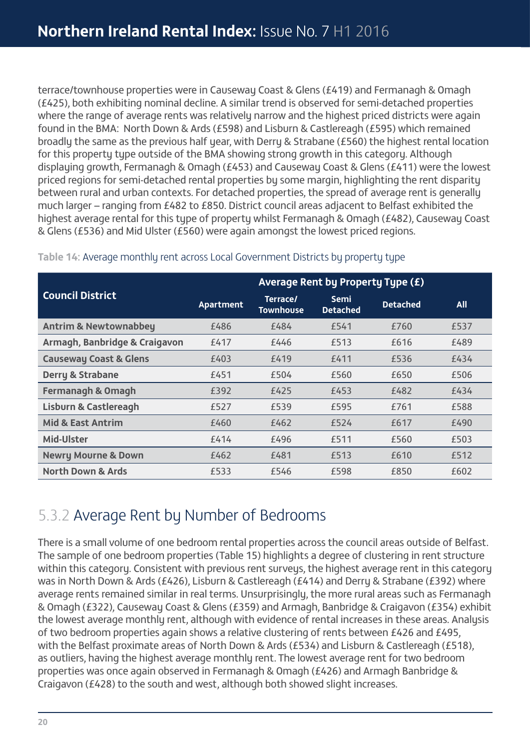terrace/townhouse properties were in Causeway Coast & Glens (£419) and Fermanagh & Omagh (£425), both exhibiting nominal decline. A similar trend is observed for semi-detached properties where the range of average rents was relatively narrow and the highest priced districts were again found in the BMA: North Down & Ards (£598) and Lisburn & Castlereagh (£595) which remained broadly the same as the previous half year, with Derry & Strabane (£560) the highest rental location for this property type outside of the BMA showing strong growth in this category. Although displaying growth, Fermanagh & Omagh (£453) and Causeway Coast & Glens (£411) were the lowest priced regions for semi-detached rental properties by some margin, highlighting the rent disparity between rural and urban contexts. For detached properties, the spread of average rent is generally much larger – ranging from £482 to £850. District council areas adjacent to Belfast exhibited the highest average rental for this type of property whilst Fermanagh & Omagh (£482), Causeway Coast & Glens (£536) and Mid Ulster (£560) were again amongst the lowest priced regions.

**Table 14**: Average monthly rent across Local Government Districts by property type

| Council District | Average Rent by Property Type (£) | | | | |
|---|---|---|---|---|---|
| | Apartment | Terrace/ Townhouse | Semi Detached | Detached | All |
| **Antrim & Newtownabbey** | £486 | £484 | £541 | £760 | £537 |
| **Armagh, Banbridge & Craigavon** | £417 | £446 | £513 | £616 | £489 |
| **Causeway Coast & Glens** | £403 | £419 | £411 | £536 | £434 |
| **Derry & Strabane** | £451 | £504 | £560 | £650 | £506 |
| **Fermanagh & Omagh** | £392 | £425 | £453 | £482 | £434 |
| **Lisburn & Castlereagh** | £527 | £539 | £595 | £761 | £588 |
| **Mid & East Antrim** | £460 | £462 | £524 | £617 | £490 |
| **Mid-Ulster** | £414 | £496 | £511 | £560 | £503 |
| **Newry Mourne & Down** | £462 | £481 | £513 | £610 | £512 |
| **North Down & Ards** | £533 | £546 | £598 | £850 | £602 |

## 5.3.2 Average Rent by Number of Bedrooms

There is a small volume of one bedroom rental properties across the council areas outside of Belfast. The sample of one bedroom properties (Table 15) highlights a degree of clustering in rent structure within this category. Consistent with previous rent surveys, the highest average rent in this category was in North Down & Ards (£426), Lisburn & Castlereagh (£414) and Derry & Strabane (£392) where average rents remained similar in real terms. Unsurprisingly, the more rural areas such as Fermanagh & Omagh (£322), Causeway Coast & Glens (£359) and Armagh, Banbridge & Craigavon (£354) exhibit the lowest average monthly rent, although with evidence of rental increases in these areas. Analysis of two bedroom properties again shows a relative clustering of rents between £426 and £495, with the Belfast proximate areas of North Down & Ards (£534) and Lisburn & Castlereagh (£518), as outliers, having the highest average monthly rent. The lowest average rent for two bedroom properties was once again observed in Fermanagh & Omagh (£426) and Armagh Banbridge & Craigavon (£428) to the south and west, although both showed slight increases.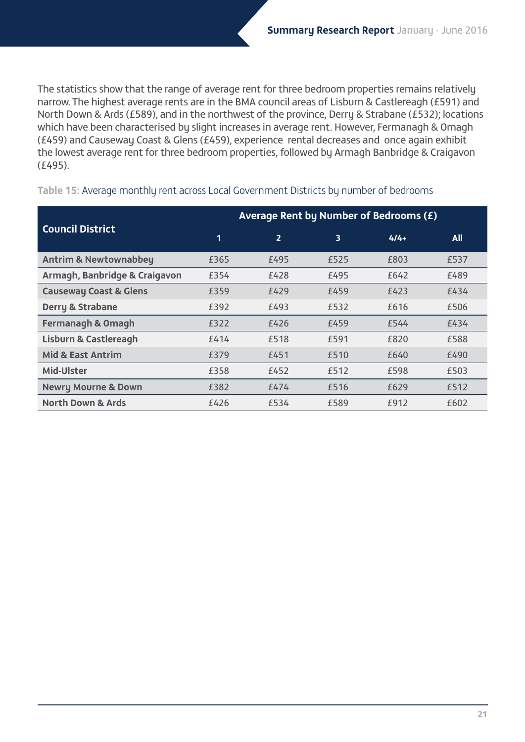The statistics show that the range of average rent for three bedroom properties remains relatively narrow. The highest average rents are in the BMA council areas of Lisburn & Castlereagh (£591) and North Down & Ards (£589), and in the northwest of the province, Derry & Strabane (£532); locations which have been characterised by slight increases in average rent. However, Fermanagh & Omagh (£459) and Causeway Coast & Glens (£459), experience rental decreases and once again exhibit the lowest average for three bedroom properties, followed by Armagh Banbridge & Craigavon (£495).

**Table 15:** Average monthly rent across Local Government Districts by number of bedrooms

| Council District | Average Rent by Number of Bedrooms (£) | | | | |
|---|---|---|---|---|---|
| | 1 | 2 | 3 | 4/4+ | All |
| **Antrim & Newtownabbey** | £365 | £495 | £525 | £803 | £537 |
| **Armagh, Banbridge & Craigavon** | £354 | £428 | £495 | £642 | £489 |
| **Causeway Coast & Glens** | £359 | £429 | £459 | £423 | £434 |
| **Derry & Strabane** | £392 | £493 | £532 | £616 | £506 |
| **Fermanagh & Omagh** | £322 | £426 | £459 | £544 | £434 |
| **Lisburn & Castlereagh** | £414 | £518 | £591 | £820 | £588 |
| **Mid & East Antrim** | £379 | £451 | £510 | £640 | £490 |
| **Mid-Ulster** | £358 | £452 | £512 | £598 | £503 |
| **Newry Mourne & Down** | £382 | £474 | £516 | £629 | £512 |
| **North Down & Ards** | £426 | £534 | £589 | £912 | £602 |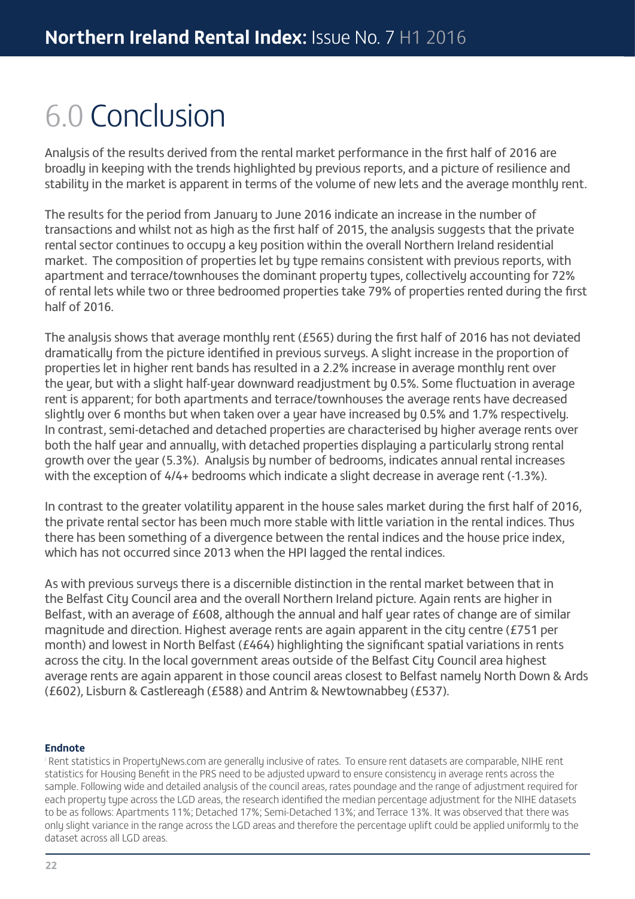# 6.0 Conclusion

Analysis of the results derived from the rental market performance in the first half of 2016 are broadly in keeping with the trends highlighted by previous reports, and a picture of resilience and stability in the market is apparent in terms of the volume of new lets and the average monthly rent.

The results for the period from January to June 2016 indicate an increase in the number of transactions and whilst not as high as the first half of 2015, the analysis suggests that the private rental sector continues to occupy a key position within the overall Northern Ireland residential market. The composition of properties let by type remains consistent with previous reports, with apartment and terrace/townhouses the dominant property types, collectively accounting for 72% of rental lets while two or three bedroomed properties take 79% of properties rented during the first half of 2016.

The analysis shows that average monthly rent (£565) during the first half of 2016 has not deviated dramatically from the picture identified in previous surveys. A slight increase in the proportion of properties let in higher rent bands has resulted in a 2.2% increase in average monthly rent over the year, but with a slight half-year downward readjustment by 0.5%. Some fluctuation in average rent is apparent; for both apartments and terrace/townhouses the average rents have decreased slightly over 6 months but when taken over a year have increased by 0.5% and 1.7% respectively. In contrast, semi-detached and detached properties are characterised by higher average rents over both the half year and annually, with detached properties displaying a particularly strong rental growth over the year (5.3%). Analysis by number of bedrooms, indicates annual rental increases with the exception of 4/4+ bedrooms which indicate a slight decrease in average rent (-1.3%).

In contrast to the greater volatility apparent in the house sales market during the first half of 2016, the private rental sector has been much more stable with little variation in the rental indices. Thus there has been something of a divergence between the rental indices and the house price index, which has not occurred since 2013 when the HPI lagged the rental indices.

As with previous surveys there is a discernible distinction in the rental market between that in the Belfast City Council area and the overall Northern Ireland picture. Again rents are higher in Belfast, with an average of £608, although the annual and half year rates of change are of similar magnitude and direction. Highest average rents are again apparent in the city centre (£751 per month) and lowest in North Belfast (£464) highlighting the significant spatial variations in rents across the city. In the local government areas outside of the Belfast City Council area highest average rents are again apparent in those council areas closest to Belfast namely North Down & Ards (£602), Lisburn & Castlereagh (£588) and Antrim & Newtownabbey (£537).

**Endnote**

[i] Rent statistics in PropertyNews.com are generally inclusive of rates. To ensure rent datasets are comparable, NIHE rent statistics for Housing Benefit in the PRS need to be adjusted upward to ensure consistency in average rents across the sample. Following wide and detailed analysis of the council areas, rates poundage and the range of adjustment required for each property type across the LGD areas, the research identified the median percentage adjustment for the NIHE datasets to be as follows: Apartments 11%; Detached 17%; Semi-Detached 13%; and Terrace 13%. It was observed that there was only slight variance in the range across the LGD areas and therefore the percentage uplift could be applied uniformly to the dataset across all LGD areas.